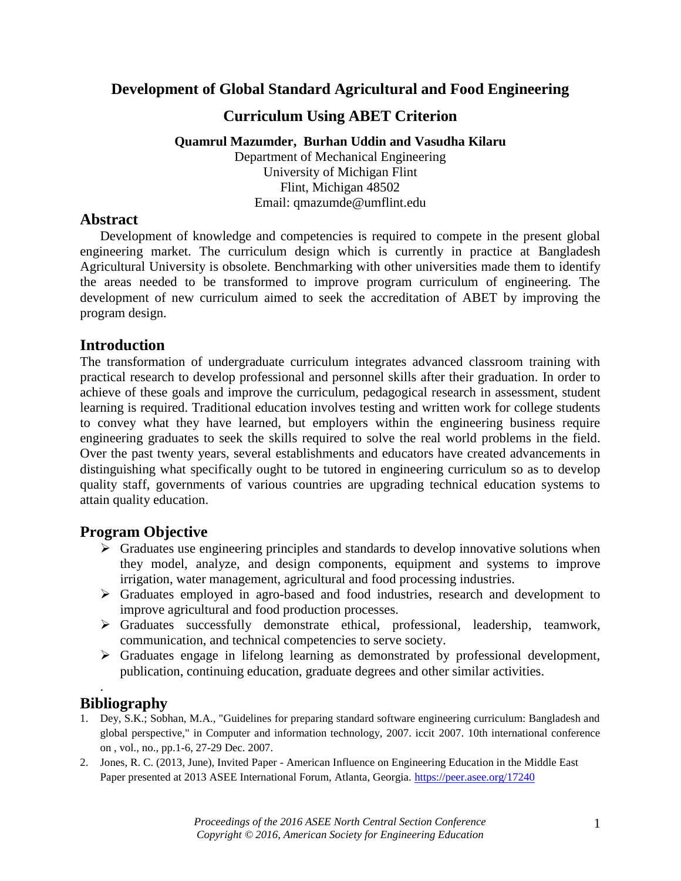# Development of Global Standard Agricultural and Food Engineering Curriculum Using ABET Criterion

**Quamrul Mazumder, Burhan Uddin and Vasudha Kilaru**

Department of Mechanical Engineering
University of Michigan Flint
Flint, Michigan 48502
Email: qmazumde@umflint.edu

## Abstract

Development of knowledge and competencies is required to compete in the present global engineering market. The curriculum design which is currently in practice at Bangladesh Agricultural University is obsolete. Benchmarking with other universities made them to identify the areas needed to be transformed to improve program curriculum of engineering. The development of new curriculum aimed to seek the accreditation of ABET by improving the program design.

## Introduction

The transformation of undergraduate curriculum integrates advanced classroom training with practical research to develop professional and personnel skills after their graduation. In order to achieve of these goals and improve the curriculum, pedagogical research in assessment, student learning is required. Traditional education involves testing and written work for college students to convey what they have learned, but employers within the engineering business require engineering graduates to seek the skills required to solve the real world problems in the field. Over the past twenty years, several establishments and educators have created advancements in distinguishing what specifically ought to be tutored in engineering curriculum so as to develop quality staff, governments of various countries are upgrading technical education systems to attain quality education.

## Program Objective

- Graduates use engineering principles and standards to develop innovative solutions when they model, analyze, and design components, equipment and systems to improve irrigation, water management, agricultural and food processing industries.
- Graduates employed in agro-based and food industries, research and development to improve agricultural and food production processes.
- Graduates successfully demonstrate ethical, professional, leadership, teamwork, communication, and technical competencies to serve society.
- Graduates engage in lifelong learning as demonstrated by professional development, publication, continuing education, graduate degrees and other similar activities.

## Bibliography

1. Dey, S.K.; Sobhan, M.A., "Guidelines for preparing standard software engineering curriculum: Bangladesh and global perspective," in Computer and information technology, 2007. iccit 2007. 10th international conference on , vol., no., pp.1-6, 27-29 Dec. 2007.
2. Jones, R. C. (2013, June), Invited Paper - American Influence on Engineering Education in the Middle East Paper presented at 2013 ASEE International Forum, Atlanta, Georgia. https://peer.asee.org/17240